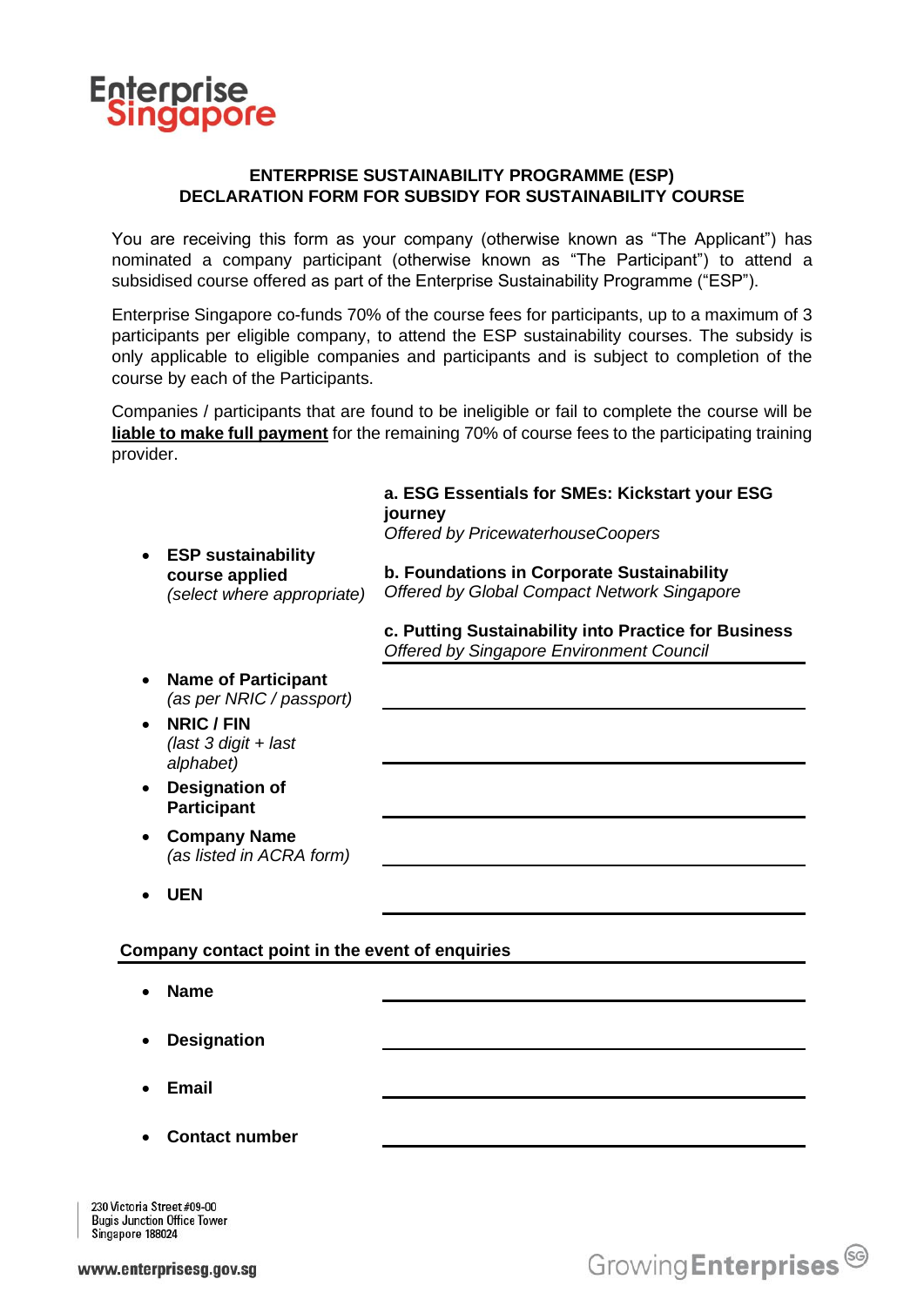# ENTERPRISE SUSTAINABILITY PROGRAMME (ESP)
## DECLARATION FORM FOR SUBSIDY FOR SUSTAINABILITY COURSE

You are receiving this form as your company (otherwise known as "The Applicant") has nominated a company participant (otherwise known as "The Participant") to attend a subsidised course offered as part of the Enterprise Sustainability Programme ("ESP").

Enterprise Singapore co-funds 70% of the course fees for participants, up to a maximum of 3 participants per eligible company, to attend the ESP sustainability courses. The subsidy is only applicable to eligible companies and participants and is subject to completion of the course by each of the Participants.

Companies / participants that are found to be ineligible or fail to complete the course will be **liable to make full payment** for the remaining 70% of course fees to the participating training provider.

- **ESP sustainability course applied** *(select where appropriate)*

  **a. ESG Essentials for SMEs: Kickstart your ESG journey**
  *Offered by PricewaterhouseCoopers*

  **b. Foundations in Corporate Sustainability**
  *Offered by Global Compact Network Singapore*

  **c. Putting Sustainability into Practice for Business**
  *Offered by Singapore Environment Council*

- **Name of Participant** *(as per NRIC / passport)* \_\_\_\_\_\_\_\_\_\_\_\_\_\_\_\_\_\_\_\_
- **NRIC / FIN** *(last 3 digit + last alphabet)* \_\_\_\_\_\_\_\_\_\_\_\_\_\_\_\_\_\_\_\_
- **Designation of Participant** \_\_\_\_\_\_\_\_\_\_\_\_\_\_\_\_\_\_\_\_
- **Company Name** *(as listed in ACRA form)* \_\_\_\_\_\_\_\_\_\_\_\_\_\_\_\_\_\_\_\_
- **UEN** \_\_\_\_\_\_\_\_\_\_\_\_\_\_\_\_\_\_\_\_

**Company contact point in the event of enquiries**

- **Name** \_\_\_\_\_\_\_\_\_\_\_\_\_\_\_\_\_\_\_\_
- **Designation** \_\_\_\_\_\_\_\_\_\_\_\_\_\_\_\_\_\_\_\_
- **Email** \_\_\_\_\_\_\_\_\_\_\_\_\_\_\_\_\_\_\_\_
- **Contact number** \_\_\_\_\_\_\_\_\_\_\_\_\_\_\_\_\_\_\_\_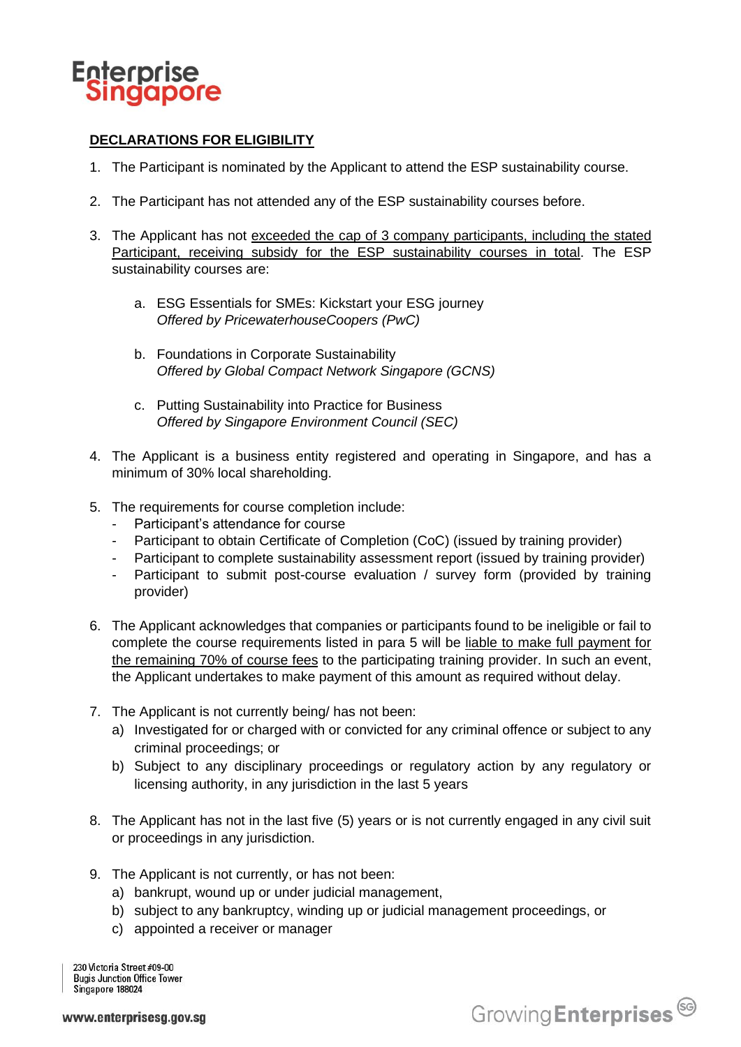**DECLARATIONS FOR ELIGIBILITY**

1. The Participant is nominated by the Applicant to attend the ESP sustainability course.

2. The Participant has not attended any of the ESP sustainability courses before.

3. The Applicant has not exceeded the cap of 3 company participants, including the stated Participant, receiving subsidy for the ESP sustainability courses in total. The ESP sustainability courses are:

    a. ESG Essentials for SMEs: Kickstart your ESG journey
    *Offered by PricewaterhouseCoopers (PwC)*

    b. Foundations in Corporate Sustainability
    *Offered by Global Compact Network Singapore (GCNS)*

    c. Putting Sustainability into Practice for Business
    *Offered by Singapore Environment Council (SEC)*

4. The Applicant is a business entity registered and operating in Singapore, and has a minimum of 30% local shareholding.

5. The requirements for course completion include:
    - Participant's attendance for course
    - Participant to obtain Certificate of Completion (CoC) (issued by training provider)
    - Participant to complete sustainability assessment report (issued by training provider)
    - Participant to submit post-course evaluation / survey form (provided by training provider)

6. The Applicant acknowledges that companies or participants found to be ineligible or fail to complete the course requirements listed in para 5 will be liable to make full payment for the remaining 70% of course fees to the participating training provider. In such an event, the Applicant undertakes to make payment of this amount as required without delay.

7. The Applicant is not currently being/ has not been:
    a) Investigated for or charged with or convicted for any criminal offence or subject to any criminal proceedings; or
    b) Subject to any disciplinary proceedings or regulatory action by any regulatory or licensing authority, in any jurisdiction in the last 5 years

8. The Applicant has not in the last five (5) years or is not currently engaged in any civil suit or proceedings in any jurisdiction.

9. The Applicant is not currently, or has not been:
    a) bankrupt, wound up or under judicial management,
    b) subject to any bankruptcy, winding up or judicial management proceedings, or
    c) appointed a receiver or manager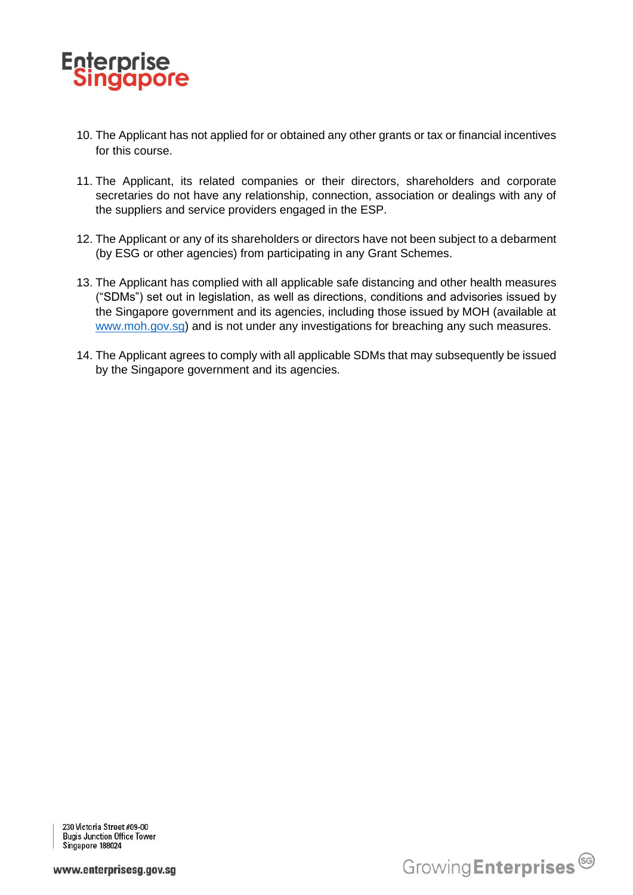10. The Applicant has not applied for or obtained any other grants or tax or financial incentives for this course.

11. The Applicant, its related companies or their directors, shareholders and corporate secretaries do not have any relationship, connection, association or dealings with any of the suppliers and service providers engaged in the ESP.

12. The Applicant or any of its shareholders or directors have not been subject to a debarment (by ESG or other agencies) from participating in any Grant Schemes.

13. The Applicant has complied with all applicable safe distancing and other health measures ("SDMs") set out in legislation, as well as directions, conditions and advisories issued by the Singapore government and its agencies, including those issued by MOH (available at [www.moh.gov.sg](http://www.moh.gov.sg)) and is not under any investigations for breaching any such measures.

14. The Applicant agrees to comply with all applicable SDMs that may subsequently be issued by the Singapore government and its agencies.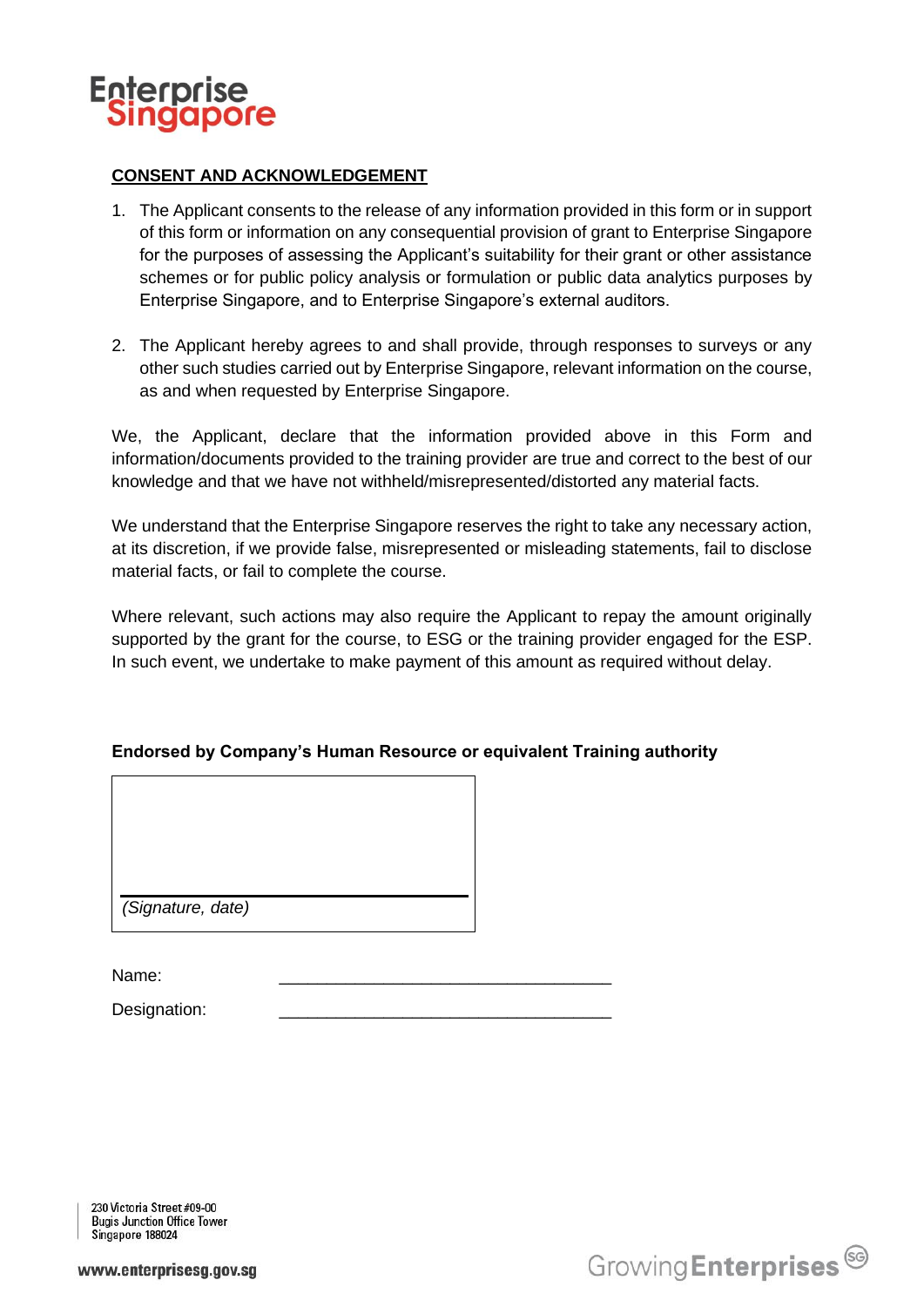## CONSENT AND ACKNOWLEDGEMENT

1. The Applicant consents to the release of any information provided in this form or in support of this form or information on any consequential provision of grant to Enterprise Singapore for the purposes of assessing the Applicant's suitability for their grant or other assistance schemes or for public policy analysis or formulation or public data analytics purposes by Enterprise Singapore, and to Enterprise Singapore's external auditors.

2. The Applicant hereby agrees to and shall provide, through responses to surveys or any other such studies carried out by Enterprise Singapore, relevant information on the course, as and when requested by Enterprise Singapore.

We, the Applicant, declare that the information provided above in this Form and information/documents provided to the training provider are true and correct to the best of our knowledge and that we have not withheld/misrepresented/distorted any material facts.

We understand that the Enterprise Singapore reserves the right to take any necessary action, at its discretion, if we provide false, misrepresented or misleading statements, fail to disclose material facts, or fail to complete the course.

Where relevant, such actions may also require the Applicant to repay the amount originally supported by the grant for the course, to ESG or the training provider engaged for the ESP. In such event, we undertake to make payment of this amount as required without delay.

**Endorsed by Company's Human Resource or equivalent Training authority**

| |
|---|
| *(Signature, date)* |

Name: ___________________________________

Designation: ___________________________________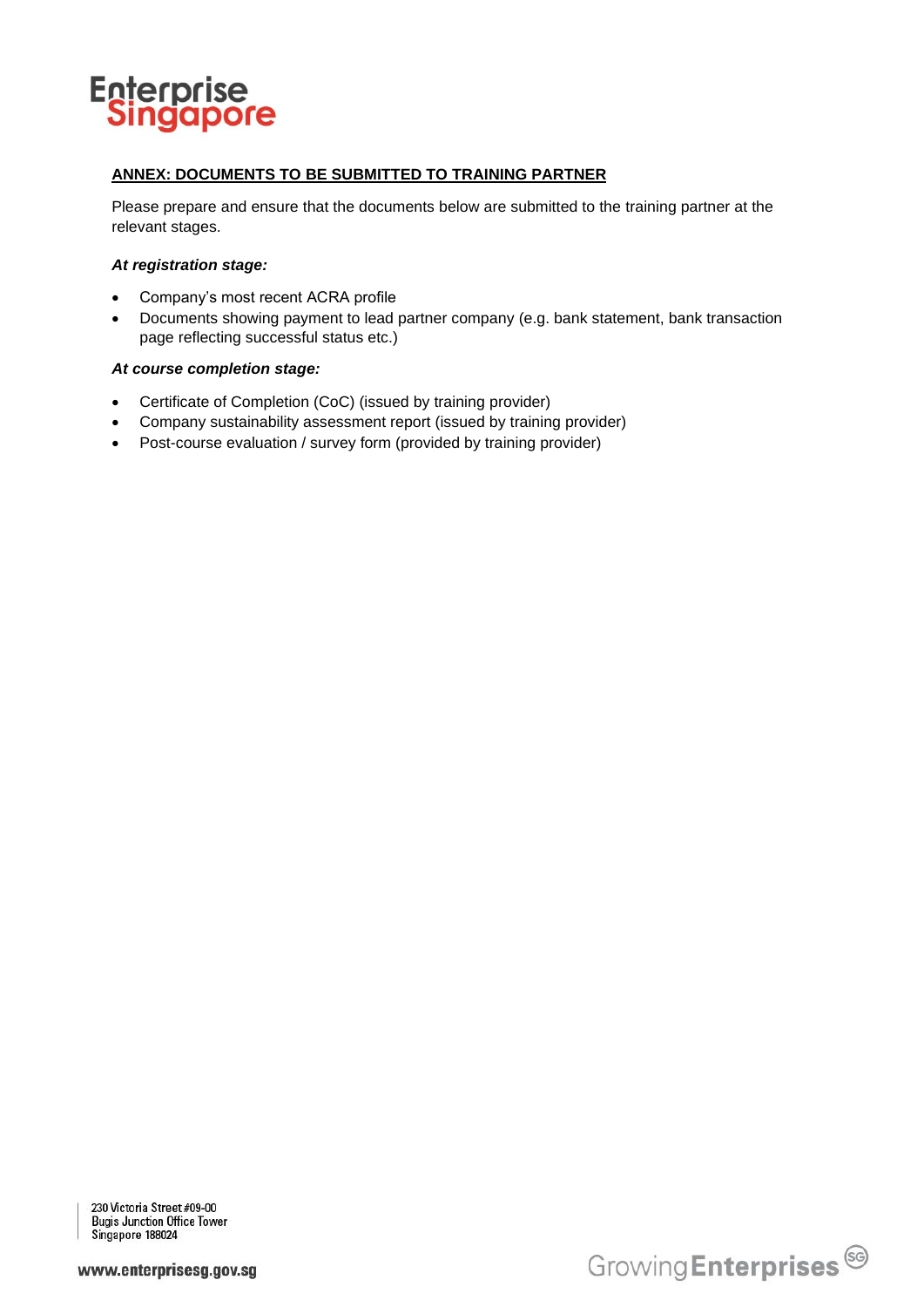## ANNEX: DOCUMENTS TO BE SUBMITTED TO TRAINING PARTNER

Please prepare and ensure that the documents below are submitted to the training partner at the relevant stages.

***At registration stage:***

- Company's most recent ACRA profile
- Documents showing payment to lead partner company (e.g. bank statement, bank transaction page reflecting successful status etc.)

***At course completion stage:***

- Certificate of Completion (CoC) (issued by training provider)
- Company sustainability assessment report (issued by training provider)
- Post-course evaluation / survey form (provided by training provider)